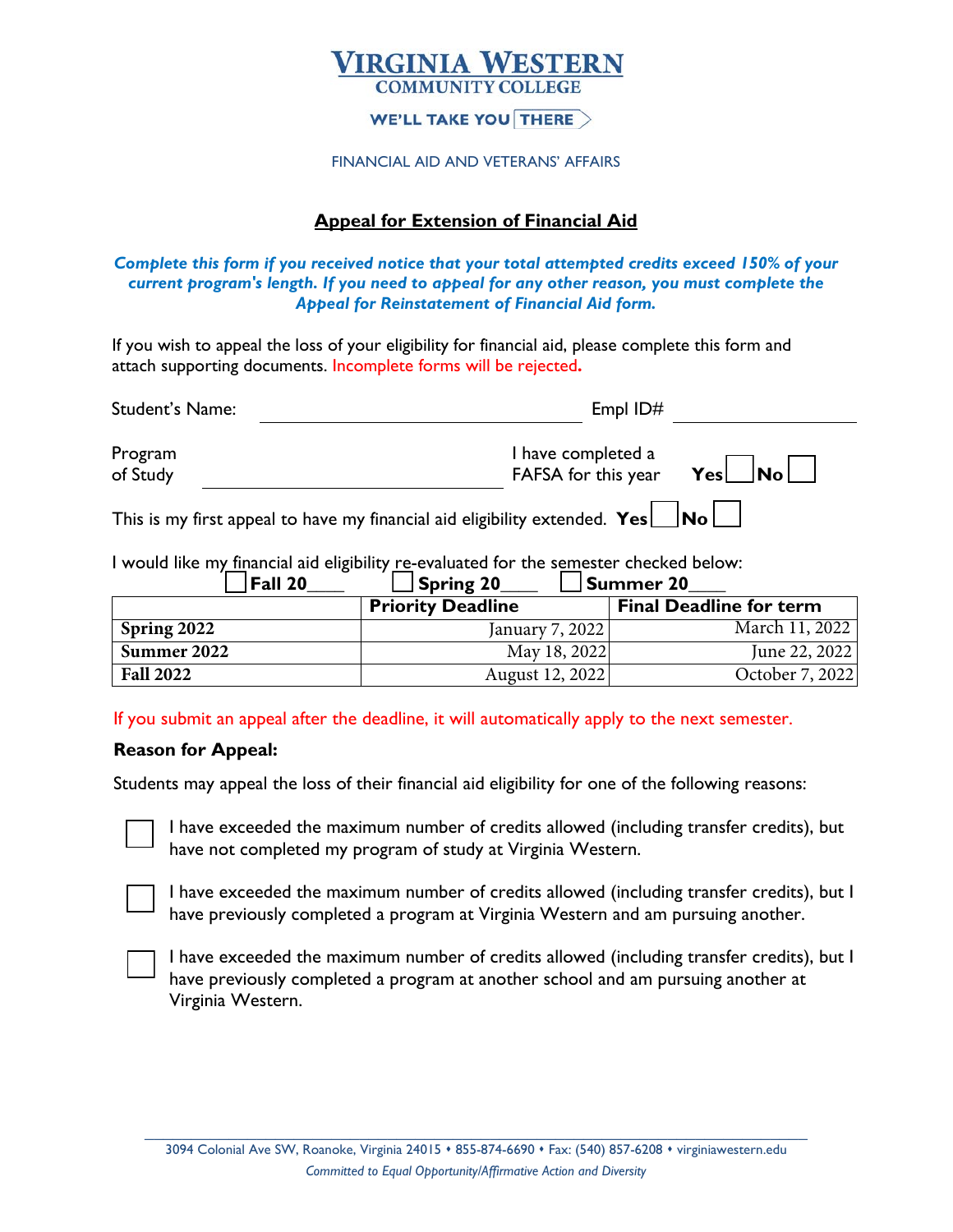**VIRGINIA WESTERN**
**COMMUNITY COLLEGE**

WE'LL TAKE YOU THERE

FINANCIAL AID AND VETERANS' AFFAIRS

## Appeal for Extension of Financial Aid

***Complete this form if you received notice that your total attempted credits exceed 150% of your current program's length. If you need to appeal for any other reason, you must complete the Appeal for Reinstatement of Financial Aid form.***

If you wish to appeal the loss of your eligibility for financial aid, please complete this form and attach supporting documents. Incomplete forms will be rejected**.**

Student's Name: ______________________________ Empl ID# ______________

Program of Study ______________________________ I have completed a FAFSA for this year **Yes** ☐ **No** ☐

This is my first appeal to have my financial aid eligibility extended. **Yes** ☐ **No** ☐

I would like my financial aid eligibility re-evaluated for the semester checked below:

☐ **Fall 20**____ ☐ **Spring 20**____ ☐ **Summer 20**____

| | Priority Deadline | Final Deadline for term |
|---|---|---|
| **Spring 2022** | January 7, 2022 | March 11, 2022 |
| **Summer 2022** | May 18, 2022 | June 22, 2022 |
| **Fall 2022** | August 12, 2022 | October 7, 2022 |

If you submit an appeal after the deadline, it will automatically apply to the next semester.

**Reason for Appeal:**

Students may appeal the loss of their financial aid eligibility for one of the following reasons:

☐ I have exceeded the maximum number of credits allowed (including transfer credits), but have not completed my program of study at Virginia Western.

☐ I have exceeded the maximum number of credits allowed (including transfer credits), but I have previously completed a program at Virginia Western and am pursuing another.

☐ I have exceeded the maximum number of credits allowed (including transfer credits), but I have previously completed a program at another school and am pursuing another at Virginia Western.

3094 Colonial Ave SW, Roanoke, Virginia 24015 • 855-874-6690 • Fax: (540) 857-6208 • virginiawestern.edu

*Committed to Equal Opportunity/Affirmative Action and Diversity*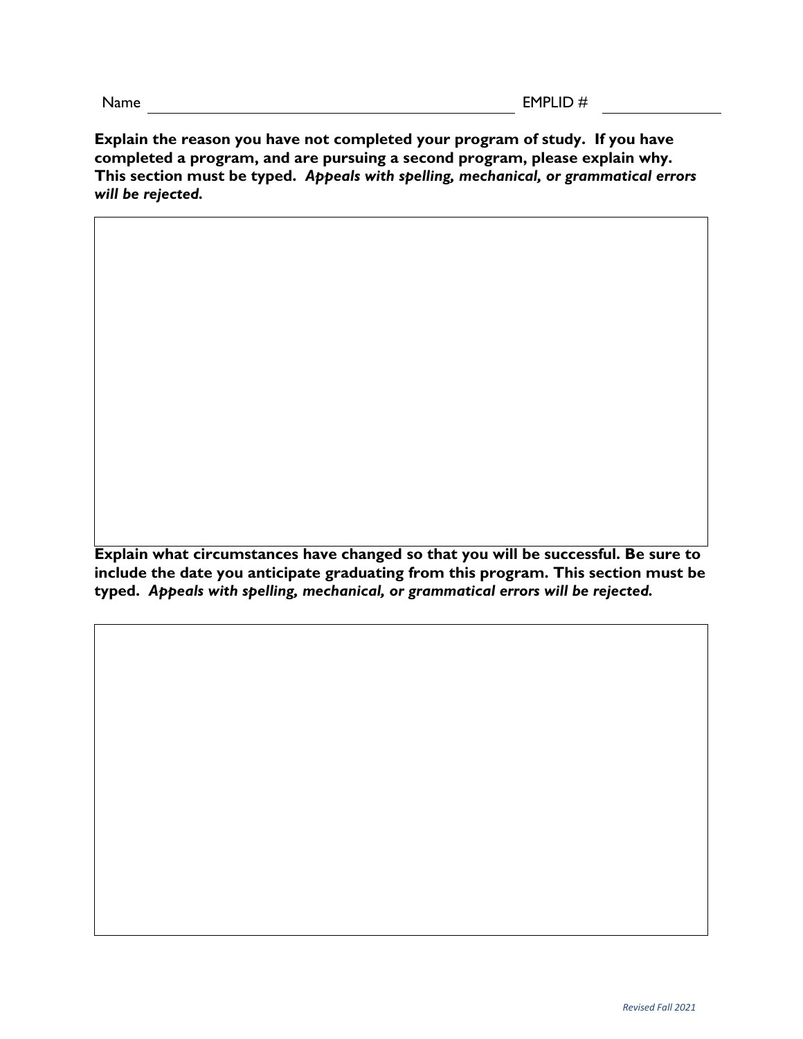Name ____________________________________________ EMPLID # ______________

**Explain the reason you have not completed your program of study. If you have completed a program, and are pursuing a second program, please explain why. This section must be typed.** ***Appeals with spelling, mechanical, or grammatical errors will be rejected.***

**Explain what circumstances have changed so that you will be successful. Be sure to include the date you anticipate graduating from this program. This section must be typed.** ***Appeals with spelling, mechanical, or grammatical errors will be rejected.***

*Revised Fall 2021*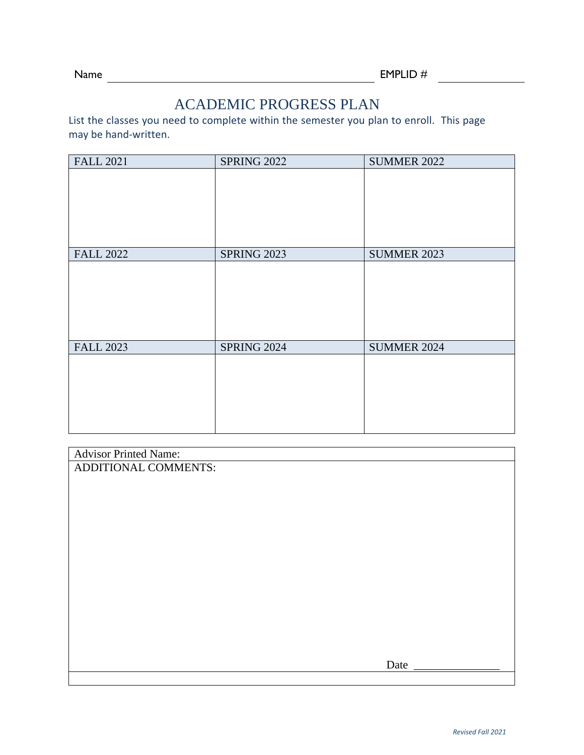Name ______________________________ EMPLID # ______________

# ACADEMIC PROGRESS PLAN

List the classes you need to complete within the semester you plan to enroll. This page may be hand-written.

| FALL 2021 | SPRING 2022 | SUMMER 2022 |
|---|---|---|
| | | |
| **FALL 2022** | **SPRING 2023** | **SUMMER 2023** |
| | | |
| **FALL 2023** | **SPRING 2024** | **SUMMER 2024** |
| | | |

| Advisor Printed Name: |
|---|
| ADDITIONAL COMMENTS:<br><br><br><br><br><br>Date _______________ |
| |

*Revised Fall 2021*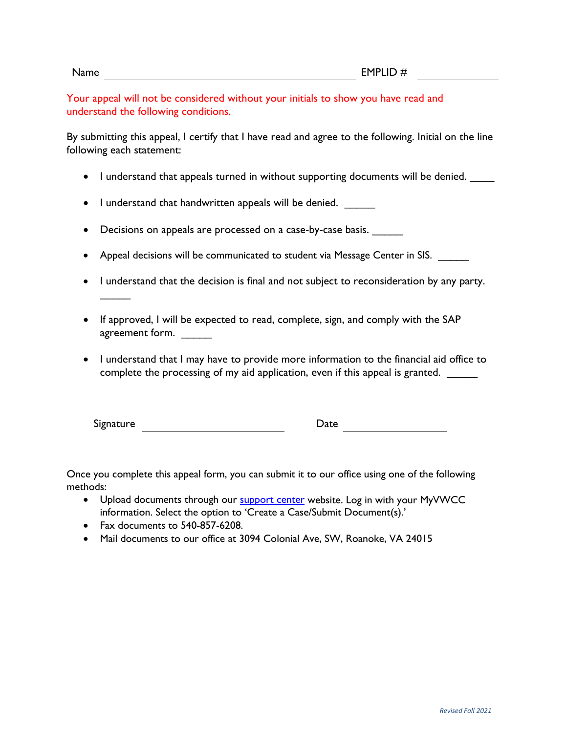Name ______________________________ EMPLID # ______________

Your appeal will not be considered without your initials to show you have read and understand the following conditions.

By submitting this appeal, I certify that I have read and agree to the following. Initial on the line following each statement:

- I understand that appeals turned in without supporting documents will be denied. ____
- I understand that handwritten appeals will be denied. _____
- Decisions on appeals are processed on a case-by-case basis. _____
- Appeal decisions will be communicated to student via Message Center in SIS. _____
- I understand that the decision is final and not subject to reconsideration by any party. _____
- If approved, I will be expected to read, complete, sign, and comply with the SAP agreement form. _____
- I understand that I may have to provide more information to the financial aid office to complete the processing of my aid application, even if this appeal is granted. _____

Signature ______________________ Date ________________

Once you complete this appeal form, you can submit it to our office using one of the following methods:

- Upload documents through our support center website. Log in with your MyVWCC information. Select the option to 'Create a Case/Submit Document(s).'
- Fax documents to 540-857-6208.
- Mail documents to our office at 3094 Colonial Ave, SW, Roanoke, VA 24015

*Revised Fall 2021*